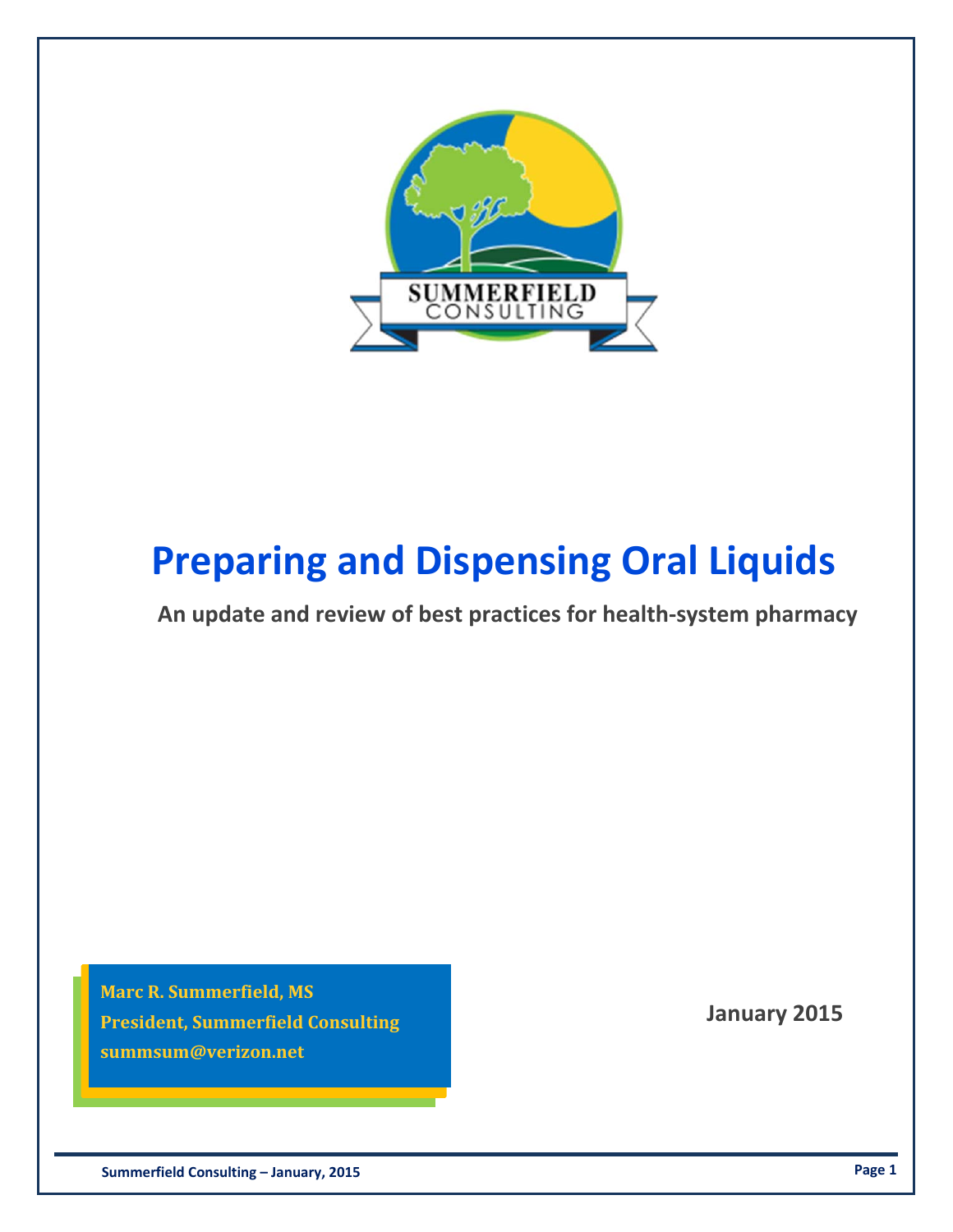SUMMERFIELD CONSULTING

# Preparing and Dispensing Oral Liquids

**An update and review of best practices for health-system pharmacy**

**Marc R. Summerfield, MS**
**President, Summerfield Consulting**
**summsum@verizon.net**

**January 2015**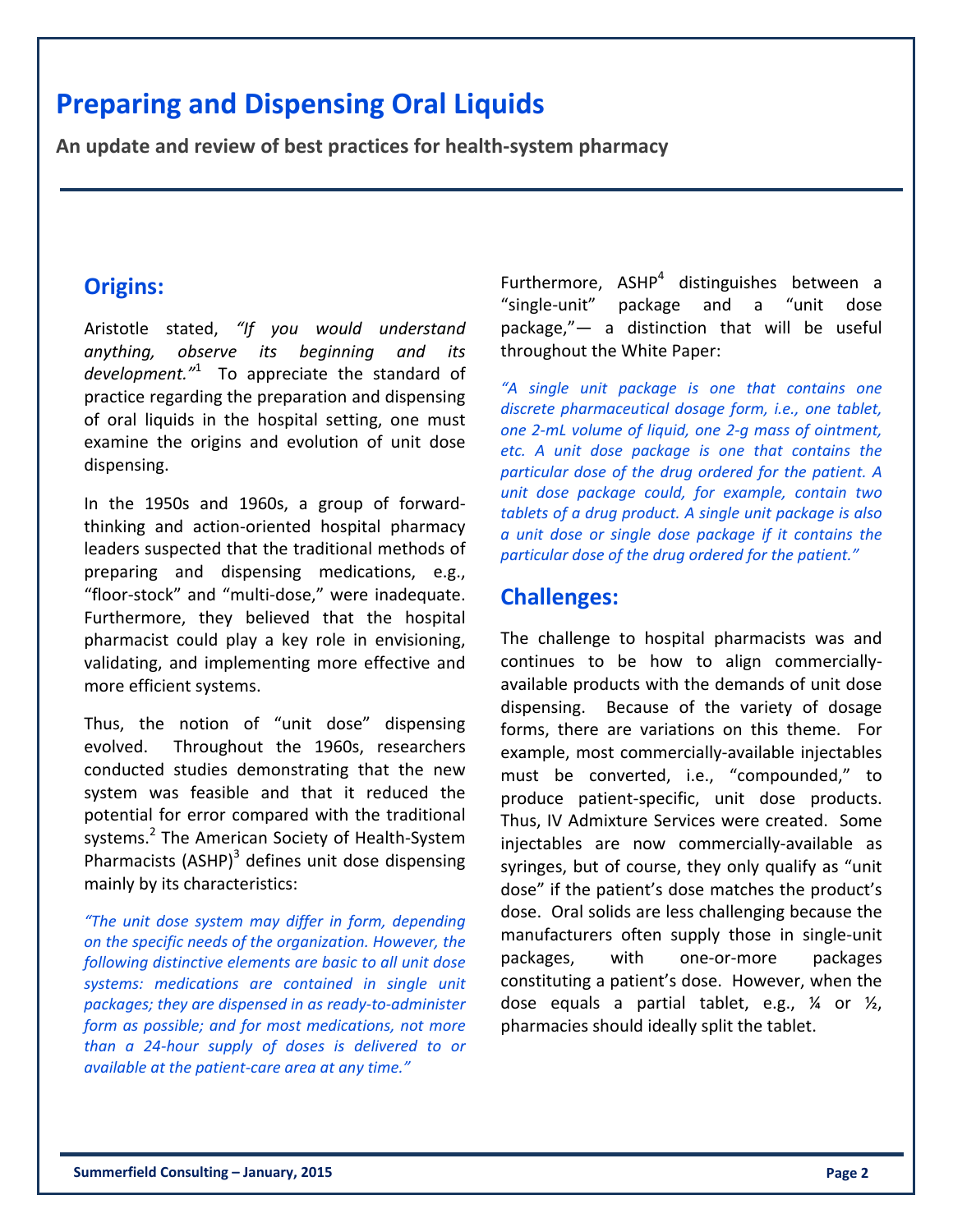# Preparing and Dispensing Oral Liquids

**An update and review of best practices for health-system pharmacy**

## Origins:

Aristotle stated, *"If you would understand anything, observe its beginning and its development."*[1] To appreciate the standard of practice regarding the preparation and dispensing of oral liquids in the hospital setting, one must examine the origins and evolution of unit dose dispensing.

In the 1950s and 1960s, a group of forward-thinking and action-oriented hospital pharmacy leaders suspected that the traditional methods of preparing and dispensing medications, e.g., "floor-stock" and "multi-dose," were inadequate. Furthermore, they believed that the hospital pharmacist could play a key role in envisioning, validating, and implementing more effective and more efficient systems.

Thus, the notion of "unit dose" dispensing evolved. Throughout the 1960s, researchers conducted studies demonstrating that the new system was feasible and that it reduced the potential for error compared with the traditional systems.[2] The American Society of Health-System Pharmacists (ASHP)[3] defines unit dose dispensing mainly by its characteristics:

*"The unit dose system may differ in form, depending on the specific needs of the organization. However, the following distinctive elements are basic to all unit dose systems: medications are contained in single unit packages; they are dispensed in as ready-to-administer form as possible; and for most medications, not more than a 24-hour supply of doses is delivered to or available at the patient-care area at any time."*

Furthermore, ASHP[4] distinguishes between a "single-unit" package and a "unit dose package,"— a distinction that will be useful throughout the White Paper:

*"A single unit package is one that contains one discrete pharmaceutical dosage form, i.e., one tablet, one 2-mL volume of liquid, one 2-g mass of ointment, etc. A unit dose package is one that contains the particular dose of the drug ordered for the patient. A unit dose package could, for example, contain two tablets of a drug product. A single unit package is also a unit dose or single dose package if it contains the particular dose of the drug ordered for the patient."*

## Challenges:

The challenge to hospital pharmacists was and continues to be how to align commercially-available products with the demands of unit dose dispensing. Because of the variety of dosage forms, there are variations on this theme. For example, most commercially-available injectables must be converted, i.e., "compounded," to produce patient-specific, unit dose products. Thus, IV Admixture Services were created. Some injectables are now commercially-available as syringes, but of course, they only qualify as "unit dose" if the patient's dose matches the product's dose. Oral solids are less challenging because the manufacturers often supply those in single-unit packages, with one-or-more packages constituting a patient's dose. However, when the dose equals a partial tablet, e.g., ¼ or ½, pharmacies should ideally split the tablet.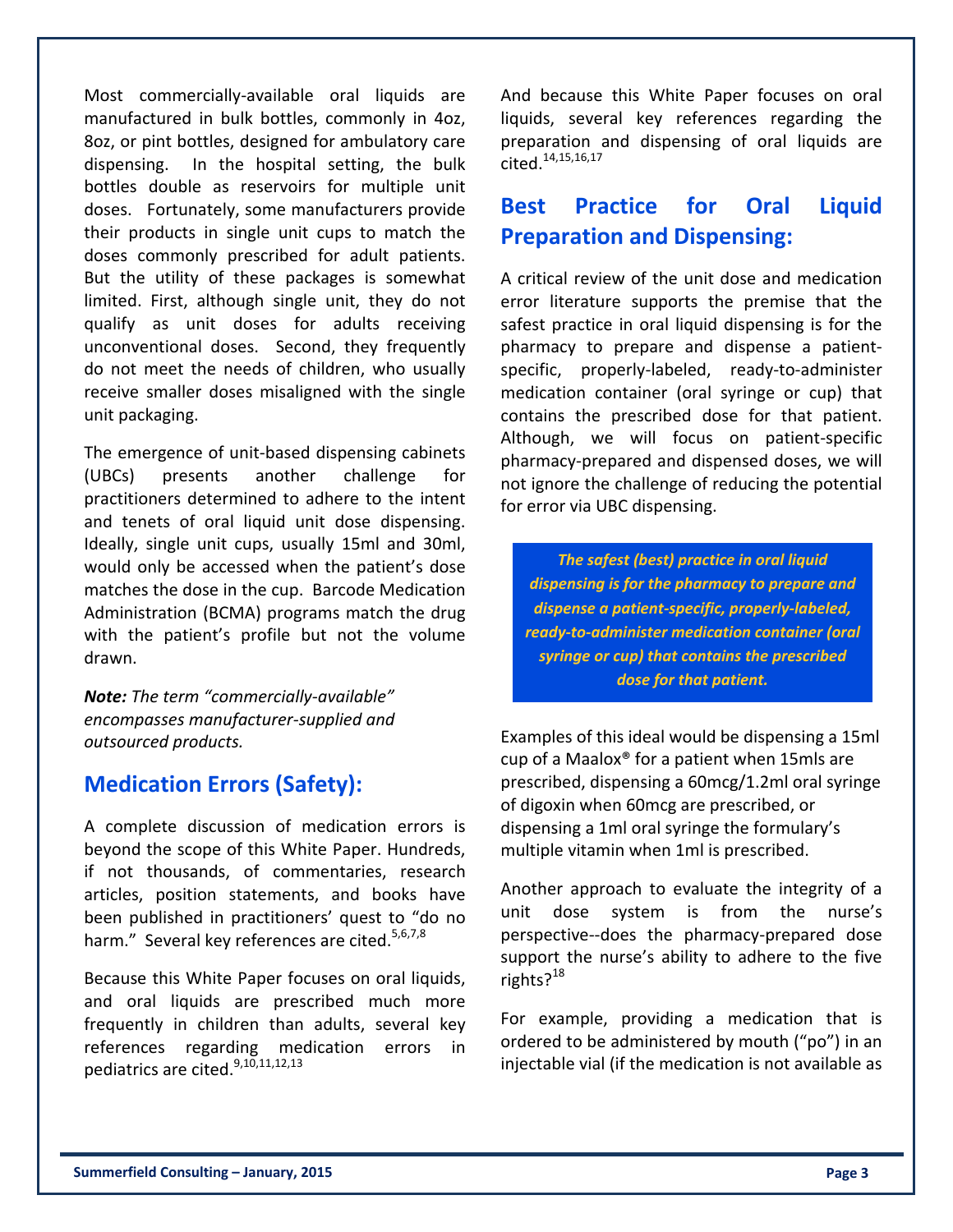Most commercially-available oral liquids are manufactured in bulk bottles, commonly in 4oz, 8oz, or pint bottles, designed for ambulatory care dispensing. In the hospital setting, the bulk bottles double as reservoirs for multiple unit doses. Fortunately, some manufacturers provide their products in single unit cups to match the doses commonly prescribed for adult patients. But the utility of these packages is somewhat limited. First, although single unit, they do not qualify as unit doses for adults receiving unconventional doses. Second, they frequently do not meet the needs of children, who usually receive smaller doses misaligned with the single unit packaging.

The emergence of unit-based dispensing cabinets (UBCs) presents another challenge for practitioners determined to adhere to the intent and tenets of oral liquid unit dose dispensing. Ideally, single unit cups, usually 15ml and 30ml, would only be accessed when the patient's dose matches the dose in the cup. Barcode Medication Administration (BCMA) programs match the drug with the patient's profile but not the volume drawn.

***Note:*** *The term "commercially-available" encompasses manufacturer-supplied and outsourced products.*

## Medication Errors (Safety):

A complete discussion of medication errors is beyond the scope of this White Paper. Hundreds, if not thousands, of commentaries, research articles, position statements, and books have been published in practitioners' quest to "do no harm." Several key references are cited.[5,6,7,8]

Because this White Paper focuses on oral liquids, and oral liquids are prescribed much more frequently in children than adults, several key references regarding medication errors in pediatrics are cited.[9,10,11,12,13]

And because this White Paper focuses on oral liquids, several key references regarding the preparation and dispensing of oral liquids are cited.[14,15,16,17]

## Best Practice for Oral Liquid Preparation and Dispensing:

A critical review of the unit dose and medication error literature supports the premise that the safest practice in oral liquid dispensing is for the pharmacy to prepare and dispense a patient-specific, properly-labeled, ready-to-administer medication container (oral syringe or cup) that contains the prescribed dose for that patient. Although, we will focus on patient-specific pharmacy-prepared and dispensed doses, we will not ignore the challenge of reducing the potential for error via UBC dispensing.

> ***The safest (best) practice in oral liquid dispensing is for the pharmacy to prepare and dispense a patient-specific, properly-labeled, ready-to-administer medication container (oral syringe or cup) that contains the prescribed dose for that patient.***

Examples of this ideal would be dispensing a 15ml cup of a Maalox® for a patient when 15mls are prescribed, dispensing a 60mcg/1.2ml oral syringe of digoxin when 60mcg are prescribed, or dispensing a 1ml oral syringe the formulary's multiple vitamin when 1ml is prescribed.

Another approach to evaluate the integrity of a unit dose system is from the nurse's perspective--does the pharmacy-prepared dose support the nurse's ability to adhere to the five rights?[18]

For example, providing a medication that is ordered to be administered by mouth ("po") in an injectable vial (if the medication is not available as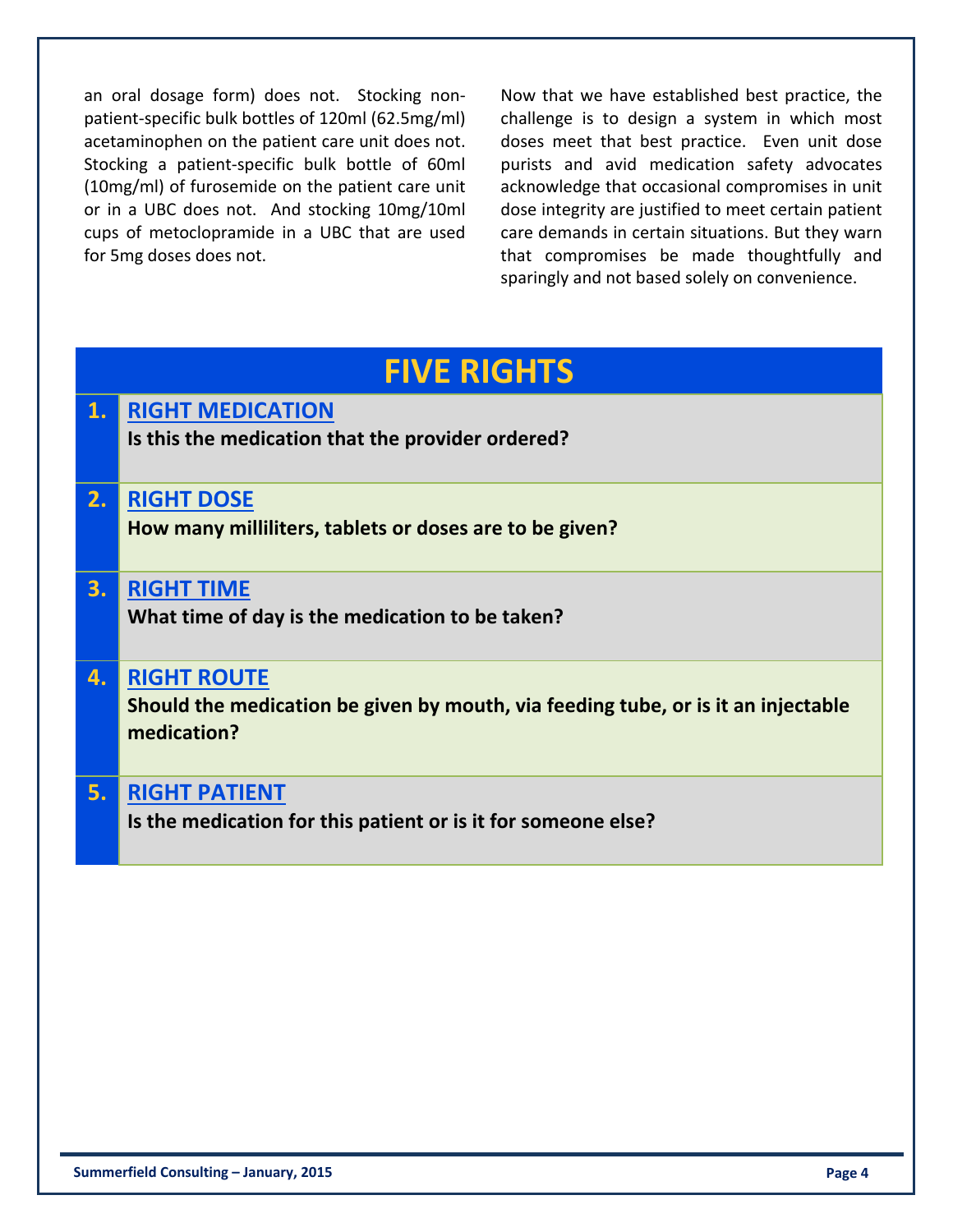an oral dosage form) does not. Stocking non-patient-specific bulk bottles of 120ml (62.5mg/ml) acetaminophen on the patient care unit does not. Stocking a patient-specific bulk bottle of 60ml (10mg/ml) of furosemide on the patient care unit or in a UBC does not. And stocking 10mg/10ml cups of metoclopramide in a UBC that are used for 5mg doses does not.

Now that we have established best practice, the challenge is to design a system in which most doses meet that best practice. Even unit dose purists and avid medication safety advocates acknowledge that occasional compromises in unit dose integrity are justified to meet certain patient care demands in certain situations. But they warn that compromises be made thoughtfully and sparingly and not based solely on convenience.

## FIVE RIGHTS

| | |
|---|---|
| **1.** | **RIGHT MEDICATION**<br>**Is this the medication that the provider ordered?** |
| **2.** | **RIGHT DOSE**<br>**How many milliliters, tablets or doses are to be given?** |
| **3.** | **RIGHT TIME**<br>**What time of day is the medication to be taken?** |
| **4.** | **RIGHT ROUTE**<br>**Should the medication be given by mouth, via feeding tube, or is it an injectable medication?** |
| **5.** | **RIGHT PATIENT**<br>**Is the medication for this patient or is it for someone else?** |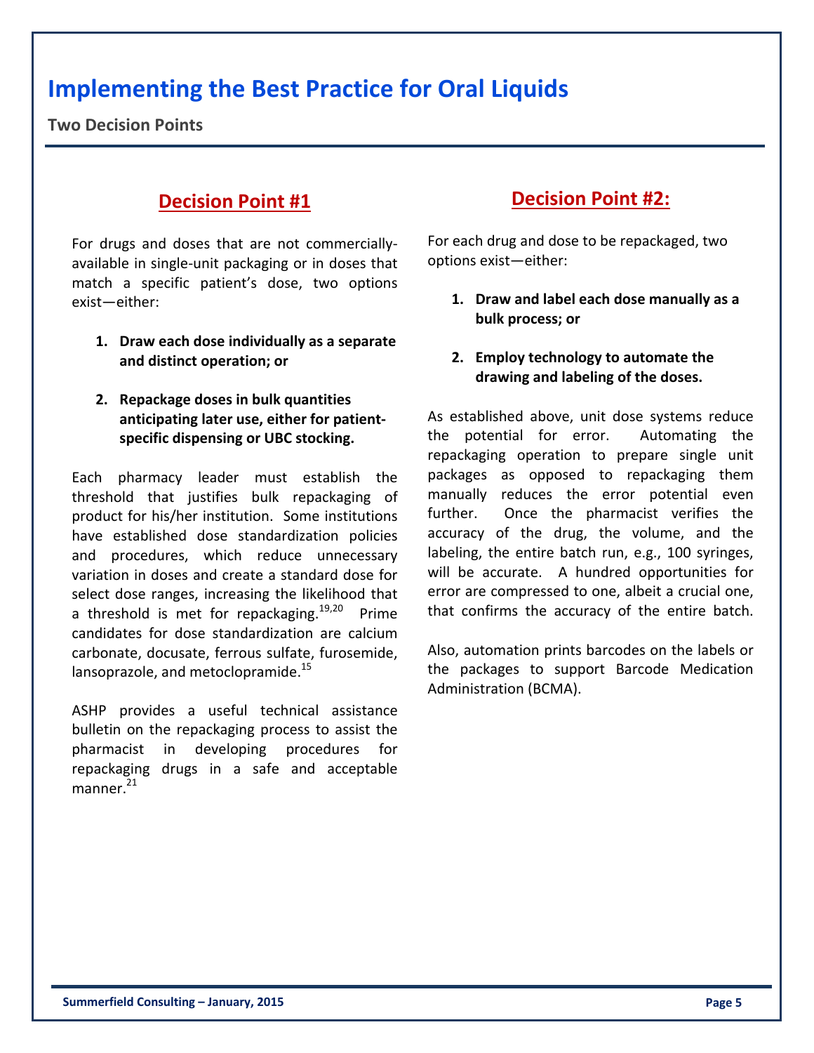# Implementing the Best Practice for Oral Liquids

**Two Decision Points**

## Decision Point #1

For drugs and doses that are not commercially-available in single-unit packaging or in doses that match a specific patient's dose, two options exist—either:

1. **Draw each dose individually as a separate and distinct operation; or**

2. **Repackage doses in bulk quantities anticipating later use, either for patient-specific dispensing or UBC stocking.**

Each pharmacy leader must establish the threshold that justifies bulk repackaging of product for his/her institution. Some institutions have established dose standardization policies and procedures, which reduce unnecessary variation in doses and create a standard dose for select dose ranges, increasing the likelihood that a threshold is met for repackaging.[19,20] Prime candidates for dose standardization are calcium carbonate, docusate, ferrous sulfate, furosemide, lansoprazole, and metoclopramide.[15]

ASHP provides a useful technical assistance bulletin on the repackaging process to assist the pharmacist in developing procedures for repackaging drugs in a safe and acceptable manner.[21]

## Decision Point #2:

For each drug and dose to be repackaged, two options exist—either:

1. **Draw and label each dose manually as a bulk process; or**

2. **Employ technology to automate the drawing and labeling of the doses.**

As established above, unit dose systems reduce the potential for error. Automating the repackaging operation to prepare single unit packages as opposed to repackaging them manually reduces the error potential even further. Once the pharmacist verifies the accuracy of the drug, the volume, and the labeling, the entire batch run, e.g., 100 syringes, will be accurate. A hundred opportunities for error are compressed to one, albeit a crucial one, that confirms the accuracy of the entire batch.

Also, automation prints barcodes on the labels or the packages to support Barcode Medication Administration (BCMA).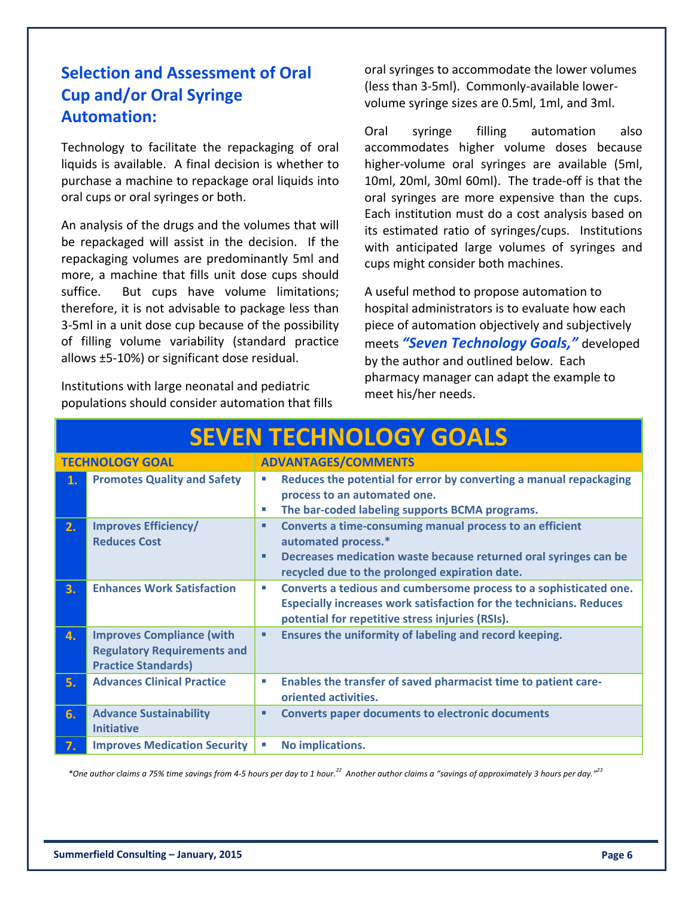## Selection and Assessment of Oral Cup and/or Oral Syringe Automation:

Technology to facilitate the repackaging of oral liquids is available. A final decision is whether to purchase a machine to repackage oral liquids into oral cups or oral syringes or both.

An analysis of the drugs and the volumes that will be repackaged will assist in the decision. If the repackaging volumes are predominantly 5ml and more, a machine that fills unit dose cups should suffice. But cups have volume limitations; therefore, it is not advisable to package less than 3-5ml in a unit dose cup because of the possibility of filling volume variability (standard practice allows ±5-10%) or significant dose residual.

Institutions with large neonatal and pediatric populations should consider automation that fills oral syringes to accommodate the lower volumes (less than 3-5ml). Commonly-available lower-volume syringe sizes are 0.5ml, 1ml, and 3ml.

Oral syringe filling automation also accommodates higher volume doses because higher-volume oral syringes are available (5ml, 10ml, 20ml, 30ml 60ml). The trade-off is that the oral syringes are more expensive than the cups. Each institution must do a cost analysis based on its estimated ratio of syringes/cups. Institutions with anticipated large volumes of syringes and cups might consider both machines.

A useful method to propose automation to hospital administrators is to evaluate how each piece of automation objectively and subjectively meets ***"Seven Technology Goals,"*** developed by the author and outlined below. Each pharmacy manager can adapt the example to meet his/her needs.

**SEVEN TECHNOLOGY GOALS**

| | TECHNOLOGY GOAL | ADVANTAGES/COMMENTS |
|---|---|---|
| **1.** | **Promotes Quality and Safety** | ▪ Reduces the potential for error by converting a manual repackaging process to an automated one.<br>▪ The bar-coded labeling supports BCMA programs. |
| **2.** | **Improves Efficiency/ Reduces Cost** | ▪ Converts a time-consuming manual process to an efficient automated process.*<br>▪ Decreases medication waste because returned oral syringes can be recycled due to the prolonged expiration date. |
| **3.** | **Enhances Work Satisfaction** | ▪ Converts a tedious and cumbersome process to a sophisticated one. Especially increases work satisfaction for the technicians. Reduces potential for repetitive stress injuries (RSIs). |
| **4.** | **Improves Compliance (with Regulatory Requirements and Practice Standards)** | ▪ Ensures the uniformity of labeling and record keeping. |
| **5.** | **Advances Clinical Practice** | ▪ Enables the transfer of saved pharmacist time to patient care-oriented activities. |
| **6.** | **Advance Sustainability Initiative** | ▪ Converts paper documents to electronic documents |
| **7.** | **Improves Medication Security** | ▪ No implications. |

*\*One author claims a 75% time savings from 4-5 hours per day to 1 hour.[22] Another author claims a "savings of approximately 3 hours per day."[23]*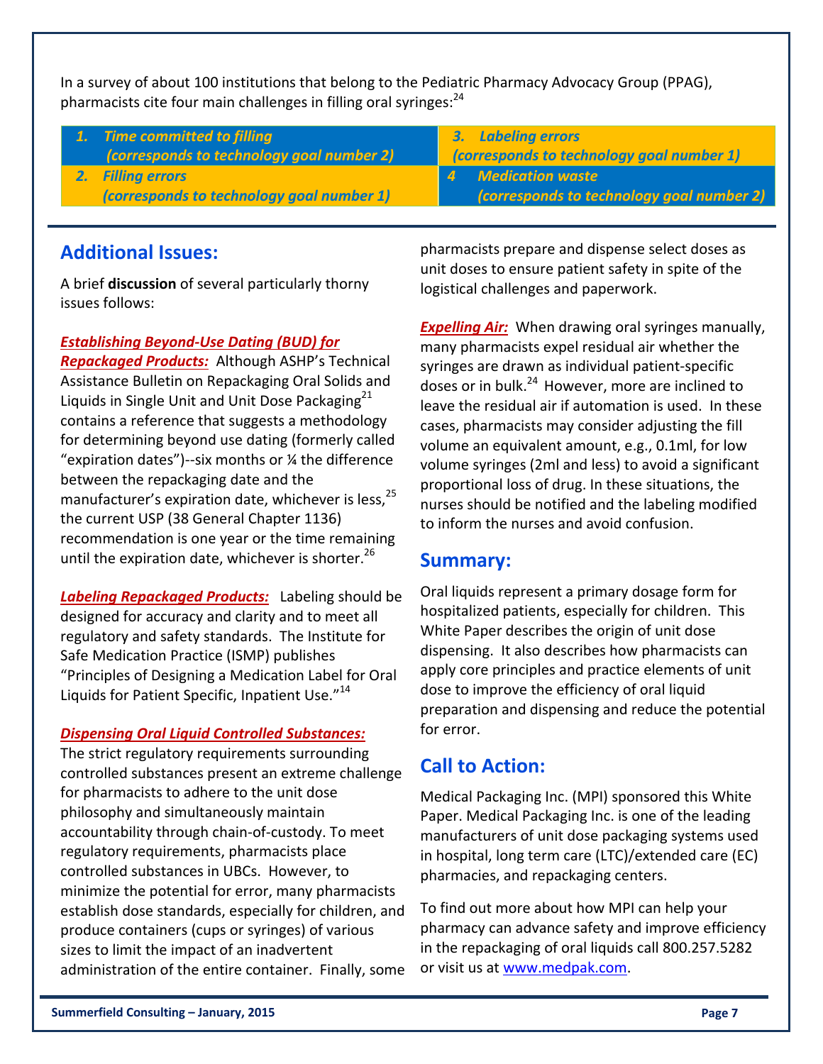In a survey of about 100 institutions that belong to the Pediatric Pharmacy Advocacy Group (PPAG), pharmacists cite four main challenges in filling oral syringes:[24]

| | |
|---|---|
| ***1. Time committed to filling (corresponds to technology goal number 2)*** | ***3. Labeling errors (corresponds to technology goal number 1)*** |
| ***2. Filling errors (corresponds to technology goal number 1)*** | ***4 Medication waste (corresponds to technology goal number 2)*** |

## Additional Issues:

A brief **discussion** of several particularly thorny issues follows:

***Establishing Beyond-Use Dating (BUD) for Repackaged Products:*** Although ASHP's Technical Assistance Bulletin on Repackaging Oral Solids and Liquids in Single Unit and Unit Dose Packaging[21] contains a reference that suggests a methodology for determining beyond use dating (formerly called "expiration dates")--six months or ¼ the difference between the repackaging date and the manufacturer's expiration date, whichever is less,[25] the current USP (38 General Chapter 1136) recommendation is one year or the time remaining until the expiration date, whichever is shorter.[26]

***Labeling Repackaged Products:*** Labeling should be designed for accuracy and clarity and to meet all regulatory and safety standards. The Institute for Safe Medication Practice (ISMP) publishes "Principles of Designing a Medication Label for Oral Liquids for Patient Specific, Inpatient Use."[14]

***Dispensing Oral Liquid Controlled Substances:*** The strict regulatory requirements surrounding controlled substances present an extreme challenge for pharmacists to adhere to the unit dose philosophy and simultaneously maintain accountability through chain-of-custody. To meet regulatory requirements, pharmacists place controlled substances in UBCs. However, to minimize the potential for error, many pharmacists establish dose standards, especially for children, and produce containers (cups or syringes) of various sizes to limit the impact of an inadvertent administration of the entire container. Finally, some pharmacists prepare and dispense select doses as unit doses to ensure patient safety in spite of the logistical challenges and paperwork.

***Expelling Air:*** When drawing oral syringes manually, many pharmacists expel residual air whether the syringes are drawn as individual patient-specific doses or in bulk.[24] However, more are inclined to leave the residual air if automation is used. In these cases, pharmacists may consider adjusting the fill volume an equivalent amount, e.g., 0.1ml, for low volume syringes (2ml and less) to avoid a significant proportional loss of drug. In these situations, the nurses should be notified and the labeling modified to inform the nurses and avoid confusion.

## Summary:

Oral liquids represent a primary dosage form for hospitalized patients, especially for children. This White Paper describes the origin of unit dose dispensing. It also describes how pharmacists can apply core principles and practice elements of unit dose to improve the efficiency of oral liquid preparation and dispensing and reduce the potential for error.

## Call to Action:

Medical Packaging Inc. (MPI) sponsored this White Paper. Medical Packaging Inc. is one of the leading manufacturers of unit dose packaging systems used in hospital, long term care (LTC)/extended care (EC) pharmacies, and repackaging centers.

To find out more about how MPI can help your pharmacy can advance safety and improve efficiency in the repackaging of oral liquids call 800.257.5282 or visit us at [www.medpak.com](www.medpak.com).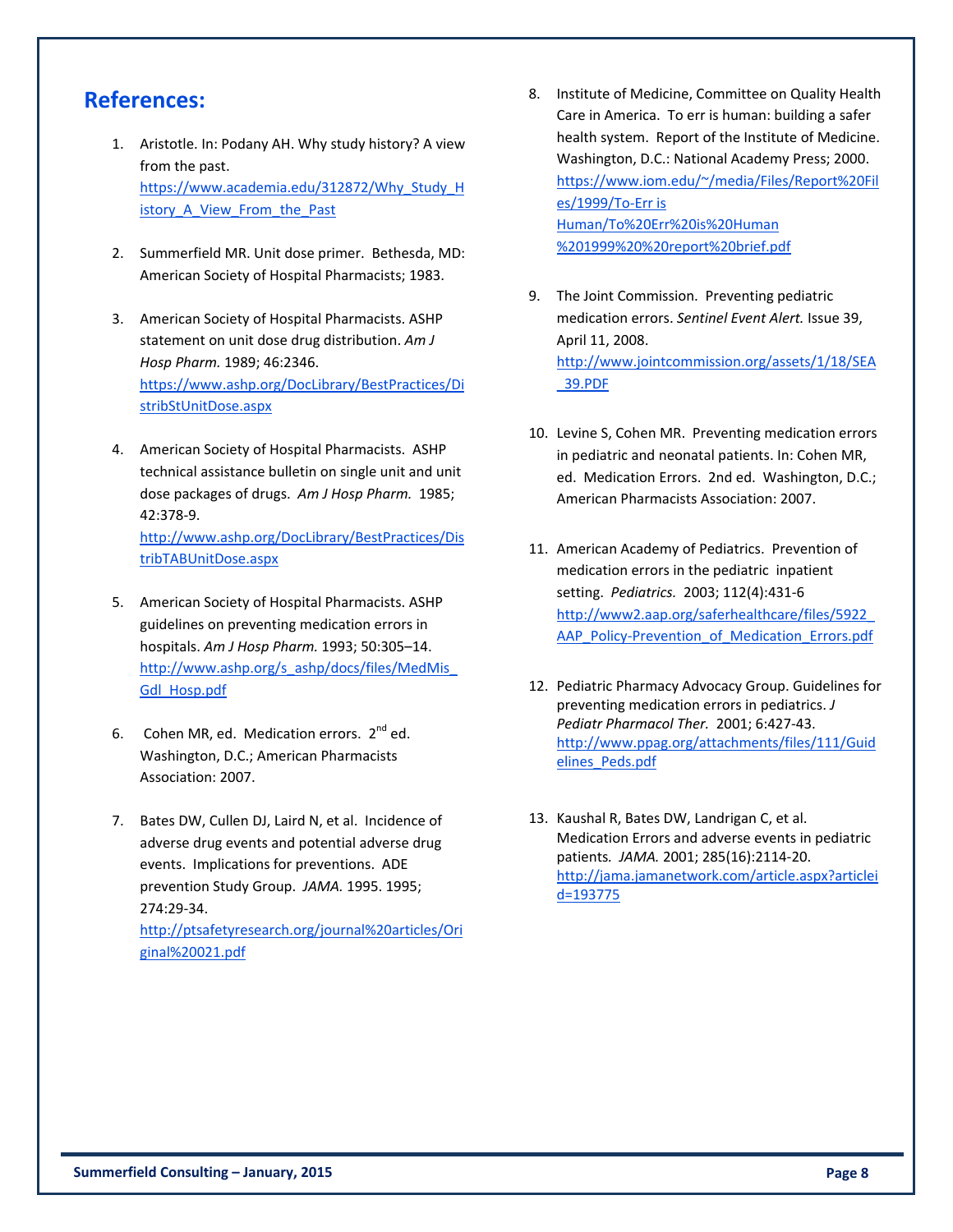## References:

1. Aristotle. In: Podany AH. Why study history? A view from the past. https://www.academia.edu/312872/Why_Study_History_A_View_From_the_Past

2. Summerfield MR. Unit dose primer. Bethesda, MD: American Society of Hospital Pharmacists; 1983.

3. American Society of Hospital Pharmacists. ASHP statement on unit dose drug distribution. *Am J Hosp Pharm.* 1989; 46:2346. https://www.ashp.org/DocLibrary/BestPractices/DistribStUnitDose.aspx

4. American Society of Hospital Pharmacists. ASHP technical assistance bulletin on single unit and unit dose packages of drugs. *Am J Hosp Pharm.* 1985; 42:378-9. http://www.ashp.org/DocLibrary/BestPractices/DistribTABUnitDose.aspx

5. American Society of Hospital Pharmacists. ASHP guidelines on preventing medication errors in hospitals. *Am J Hosp Pharm.* 1993; 50:305–14. http://www.ashp.org/s_ashp/docs/files/MedMis_Gdl_Hosp.pdf

6. Cohen MR, ed. Medication errors. 2nd ed. Washington, D.C.; American Pharmacists Association: 2007.

7. Bates DW, Cullen DJ, Laird N, et al. Incidence of adverse drug events and potential adverse drug events. Implications for preventions. ADE prevention Study Group. *JAMA.* 1995. 1995; 274:29-34. http://ptsafetyresearch.org/journal%20articles/Original%20021.pdf

8. Institute of Medicine, Committee on Quality Health Care in America. To err is human: building a safer health system. Report of the Institute of Medicine. Washington, D.C.: National Academy Press; 2000. https://www.iom.edu/~/media/Files/Report%20Files/1999/To-Err is Human/To%20Err%20is%20Human%201999%20%20report%20brief.pdf

9. The Joint Commission. Preventing pediatric medication errors. *Sentinel Event Alert.* Issue 39, April 11, 2008. http://www.jointcommission.org/assets/1/18/SEA_39.PDF

10. Levine S, Cohen MR. Preventing medication errors in pediatric and neonatal patients. In: Cohen MR, ed. Medication Errors. 2nd ed. Washington, D.C.; American Pharmacists Association: 2007.

11. American Academy of Pediatrics. Prevention of medication errors in the pediatric inpatient setting. *Pediatrics.* 2003; 112(4):431-6 http://www2.aap.org/saferhealthcare/files/5922_AAP_Policy-Prevention_of_Medication_Errors.pdf

12. Pediatric Pharmacy Advocacy Group. Guidelines for preventing medication errors in pediatrics. *J Pediatr Pharmacol Ther.* 2001; 6:427-43. http://www.ppag.org/attachments/files/111/Guidelines_Peds.pdf

13. Kaushal R, Bates DW, Landrigan C, et al. Medication Errors and adverse events in pediatric patients. *JAMA.* 2001; 285(16):2114-20. http://jama.jamanetwork.com/article.aspx?articleid=193775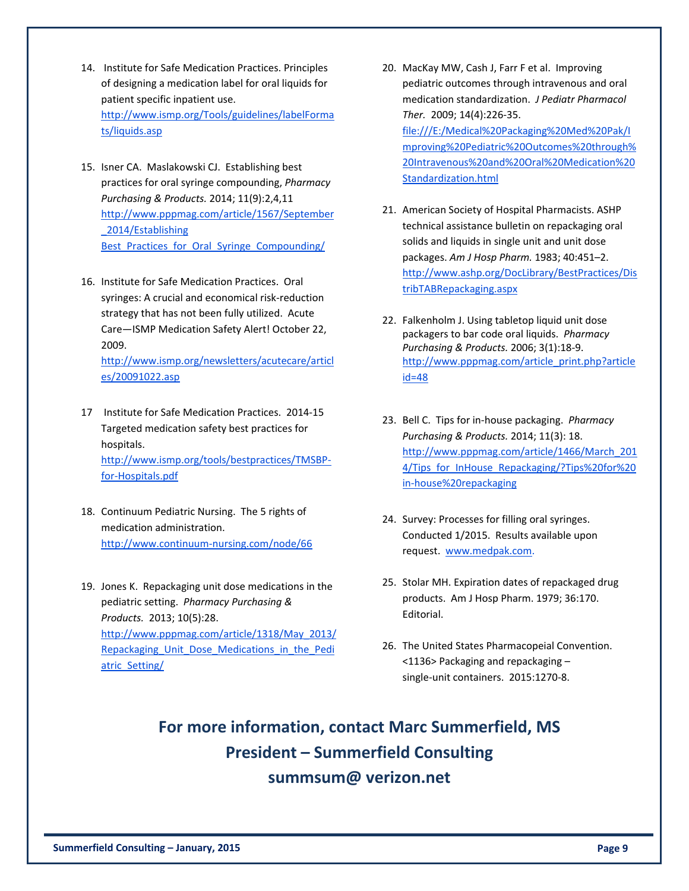14. Institute for Safe Medication Practices. Principles of designing a medication label for oral liquids for patient specific inpatient use. http://www.ismp.org/Tools/guidelines/labelFormats/liquids.asp

15. Isner CA. Maslakowski CJ. Establishing best practices for oral syringe compounding, *Pharmacy Purchasing & Products.* 2014; 11(9):2,4,11 http://www.pppmag.com/article/1567/September_2014/Establishing Best_Practices_for_Oral_Syringe_Compounding/

16. Institute for Safe Medication Practices. Oral syringes: A crucial and economical risk-reduction strategy that has not been fully utilized. Acute Care—ISMP Medication Safety Alert! October 22, 2009. http://www.ismp.org/newsletters/acutecare/articles/20091022.asp

17 Institute for Safe Medication Practices. 2014-15 Targeted medication safety best practices for hospitals. http://www.ismp.org/tools/bestpractices/TMSBP-for-Hospitals.pdf

18. Continuum Pediatric Nursing. The 5 rights of medication administration. http://www.continuum-nursing.com/node/66

19. Jones K. Repackaging unit dose medications in the pediatric setting. *Pharmacy Purchasing & Products.* 2013; 10(5):28. http://www.pppmag.com/article/1318/May_2013/Repackaging_Unit_Dose_Medications_in_the_Pediatric_Setting/

20. MacKay MW, Cash J, Farr F et al. Improving pediatric outcomes through intravenous and oral medication standardization. *J Pediatr Pharmacol Ther.* 2009; 14(4):226-35. file:///E:/Medical%20Packaging%20Med%20Pak/Improving%20Pediatric%20Outcomes%20through%20Intravenous%20and%20Oral%20Medication%20Standardization.html

21. American Society of Hospital Pharmacists. ASHP technical assistance bulletin on repackaging oral solids and liquids in single unit and unit dose packages. *Am J Hosp Pharm.* 1983; 40:451–2. http://www.ashp.org/DocLibrary/BestPractices/DistribTABRepackaging.aspx

22. Falkenholm J. Using tabletop liquid unit dose packagers to bar code oral liquids. *Pharmacy Purchasing & Products.* 2006; 3(1):18-9. http://www.pppmag.com/article_print.php?articleid=48

23. Bell C. Tips for in-house packaging. *Pharmacy Purchasing & Products.* 2014; 11(3): 18. http://www.pppmag.com/article/1466/March_2014/Tips_for_InHouse_Repackaging/?Tips%20for%20in-house%20repackaging

24. Survey: Processes for filling oral syringes. Conducted 1/2015. Results available upon request. www.medpak.com.

25. Stolar MH. Expiration dates of repackaged drug products. Am J Hosp Pharm. 1979; 36:170. Editorial.

26. The United States Pharmacopeial Convention. <1136> Packaging and repackaging – single-unit containers. 2015:1270-8.

**For more information, contact Marc Summerfield, MS**
**President – Summerfield Consulting**
**summsum@ verizon.net**